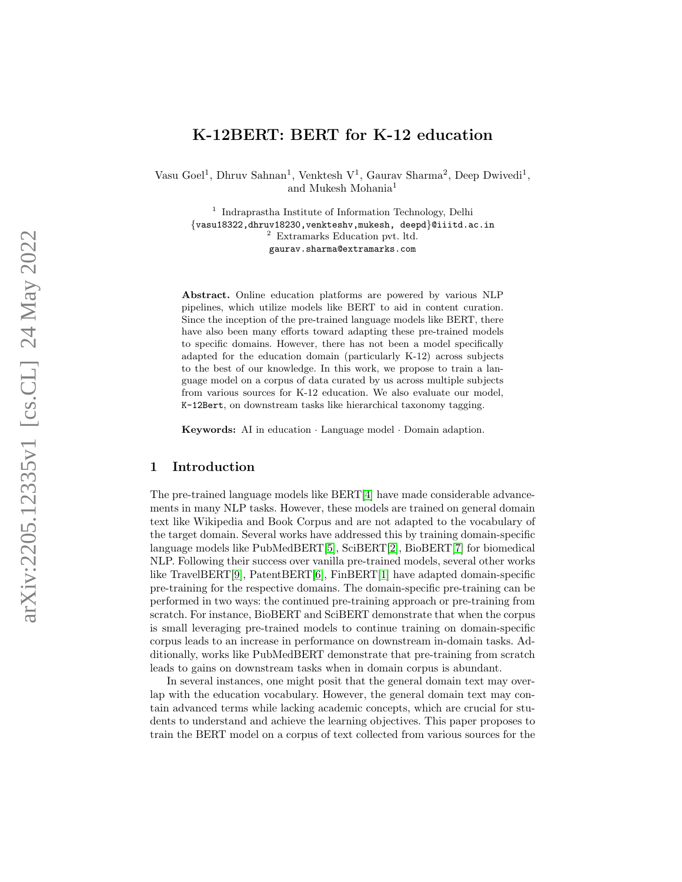// arXiv:2205.12335v1 [cs.CL] 24 May 2022

# K-12BERT: BERT for K-12 education

Vasu Goel[1], Dhruv Sahnan[1], Venktesh V[1], Gaurav Sharma[2], Deep Dwivedi[1], and Mukesh Mohania[1]

[1] Indraprastha Institute of Information Technology, Delhi
{vasu18322,dhruv18230,venkteshv,mukesh, deepd}@iiitd.ac.in
[2] Extramarks Education pvt. ltd.
gaurav.sharma@extramarks.com

**Abstract.** Online education platforms are powered by various NLP pipelines, which utilize models like BERT to aid in content curation. Since the inception of the pre-trained language models like BERT, there have also been many efforts toward adapting these pre-trained models to specific domains. However, there has not been a model specifically adapted for the education domain (particularly K-12) across subjects to the best of our knowledge. In this work, we propose to train a language model on a corpus of data curated by us across multiple subjects from various sources for K-12 education. We also evaluate our model, `K-12Bert`, on downstream tasks like hierarchical taxonomy tagging.

**Keywords:** AI in education · Language model · Domain adaption.

## 1 Introduction

The pre-trained language models like BERT[4] have made considerable advancements in many NLP tasks. However, these models are trained on general domain text like Wikipedia and Book Corpus and are not adapted to the vocabulary of the target domain. Several works have addressed this by training domain-specific language models like PubMedBERT[5], SciBERT[2], BioBERT[7] for biomedical NLP. Following their success over vanilla pre-trained models, several other works like TravelBERT[9], PatentBERT[6], FinBERT[1] have adapted domain-specific pre-training for the respective domains. The domain-specific pre-training can be performed in two ways: the continued pre-training approach or pre-training from scratch. For instance, BioBERT and SciBERT demonstrate that when the corpus is small leveraging pre-trained models to continue training on domain-specific corpus leads to an increase in performance on downstream in-domain tasks. Additionally, works like PubMedBERT demonstrate that pre-training from scratch leads to gains on downstream tasks when in domain corpus is abundant.

In several instances, one might posit that the general domain text may overlap with the education vocabulary. However, the general domain text may contain advanced terms while lacking academic concepts, which are crucial for students to understand and achieve the learning objectives. This paper proposes to train the BERT model on a corpus of text collected from various sources for the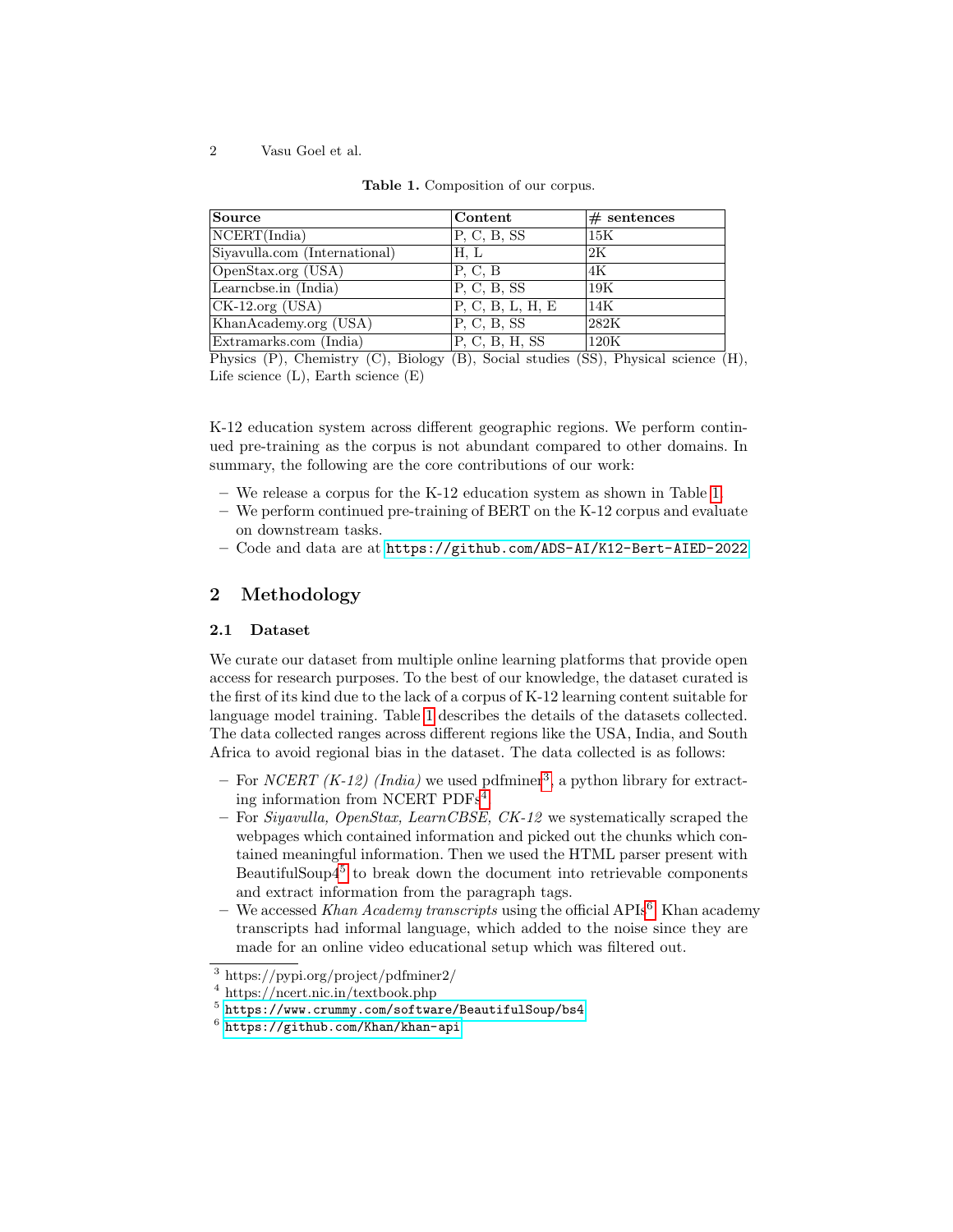**Table 1.** Composition of our corpus.

| Source | Content | # sentences |
|---|---|---|
| NCERT(India) | P, C, B, SS | 15K |
| Siyavulla.com (International) | H, L | 2K |
| OpenStax.org (USA) | P, C, B | 4K |
| Learncbse.in (India) | P, C, B, SS | 19K |
| CK-12.org (USA) | P, C, B, L, H, E | 14K |
| KhanAcademy.org (USA) | P, C, B, SS | 282K |
| Extramarks.com (India) | P, C, B, H, SS | 120K |

Physics (P), Chemistry (C), Biology (B), Social studies (SS), Physical science (H), Life science (L), Earth science (E)

K-12 education system across different geographic regions. We perform continued pre-training as the corpus is not abundant compared to other domains. In summary, the following are the core contributions of our work:

- We release a corpus for the K-12 education system as shown in Table 1.
- We perform continued pre-training of BERT on the K-12 corpus and evaluate on downstream tasks.
- Code and data are at https://github.com/ADS-AI/K12-Bert-AIED-2022

## 2 Methodology

### 2.1 Dataset

We curate our dataset from multiple online learning platforms that provide open access for research purposes. To the best of our knowledge, the dataset curated is the first of its kind due to the lack of a corpus of K-12 learning content suitable for language model training. Table 1 describes the details of the datasets collected. The data collected ranges across different regions like the USA, India, and South Africa to avoid regional bias in the dataset. The data collected is as follows:

- For *NCERT (K-12) (India)* we used pdfminer[3], a python library for extracting information from NCERT PDFs[4].
- For *Siyavulla, OpenStax, LearnCBSE, CK-12* we systematically scraped the webpages which contained information and picked out the chunks which contained meaningful information. Then we used the HTML parser present with BeautifulSoup4[5] to break down the document into retrievable components and extract information from the paragraph tags.
- We accessed *Khan Academy transcripts* using the official APIs[6]. Khan academy transcripts had informal language, which added to the noise since they are made for an online video educational setup which was filtered out.

[3] https://pypi.org/project/pdfminer2/
[4] https://ncert.nic.in/textbook.php
[5] https://www.crummy.com/software/BeautifulSoup/bs4
[6] https://github.com/Khan/khan-api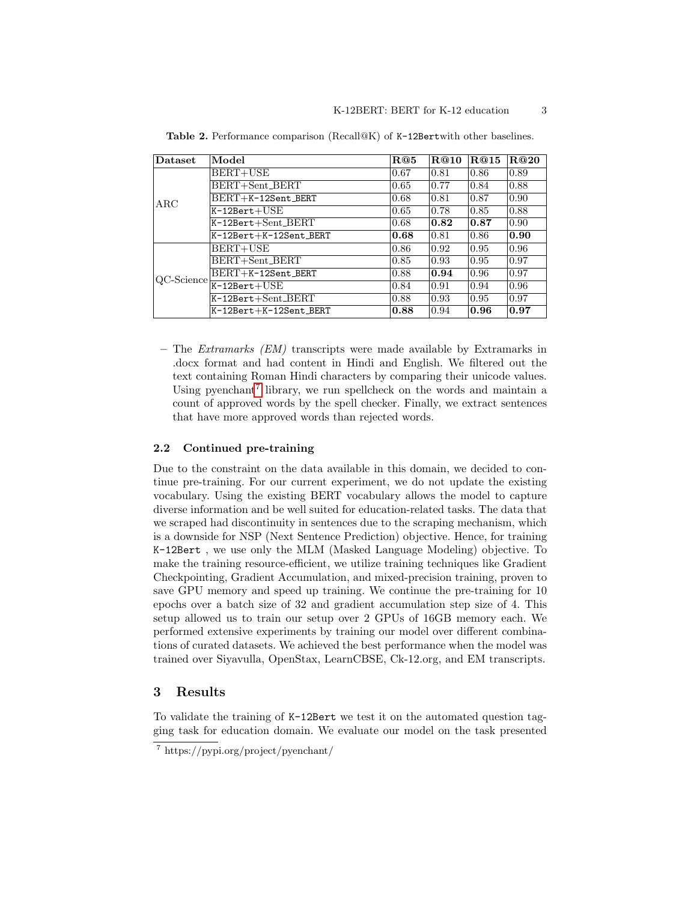**Table 2.** Performance comparison (Recall@K) of K-12Bertwith other baselines.

| Dataset | Model | R@5 | R@10 | R@15 | R@20 |
|---|---|---|---|---|---|
| ARC | BERT+USE | 0.67 | 0.81 | 0.86 | 0.89 |
| | BERT+Sent_BERT | 0.65 | 0.77 | 0.84 | 0.88 |
| | BERT+K-12Sent_BERT | 0.68 | 0.81 | 0.87 | 0.90 |
| | K-12Bert+USE | 0.65 | 0.78 | 0.85 | 0.88 |
| | K-12Bert+Sent_BERT | 0.68 | **0.82** | **0.87** | 0.90 |
| | K-12Bert+K-12Sent_BERT | **0.68** | 0.81 | 0.86 | **0.90** |
| QC-Science | BERT+USE | 0.86 | 0.92 | 0.95 | 0.96 |
| | BERT+Sent_BERT | 0.85 | 0.93 | 0.95 | 0.97 |
| | BERT+K-12Sent_BERT | 0.88 | **0.94** | 0.96 | 0.97 |
| | K-12Bert+USE | 0.84 | 0.91 | 0.94 | 0.96 |
| | K-12Bert+Sent_BERT | 0.88 | 0.93 | 0.95 | 0.97 |
| | K-12Bert+K-12Sent_BERT | **0.88** | 0.94 | **0.96** | **0.97** |

- The *Extramarks (EM)* transcripts were made available by Extramarks in .docx format and had content in Hindi and English. We filtered out the text containing Roman Hindi characters by comparing their unicode values. Using pyenchant[7] library, we run spellcheck on the words and maintain a count of approved words by the spell checker. Finally, we extract sentences that have more approved words than rejected words.

### 2.2 Continued pre-training

Due to the constraint on the data available in this domain, we decided to continue pre-training. For our current experiment, we do not update the existing vocabulary. Using the existing BERT vocabulary allows the model to capture diverse information and be well suited for education-related tasks. The data that we scraped had discontinuity in sentences due to the scraping mechanism, which is a downside for NSP (Next Sentence Prediction) objective. Hence, for training K-12Bert , we use only the MLM (Masked Language Modeling) objective. To make the training resource-efficient, we utilize training techniques like Gradient Checkpointing, Gradient Accumulation, and mixed-precision training, proven to save GPU memory and speed up training. We continue the pre-training for 10 epochs over a batch size of 32 and gradient accumulation step size of 4. This setup allowed us to train our setup over 2 GPUs of 16GB memory each. We performed extensive experiments by training our model over different combinations of curated datasets. We achieved the best performance when the model was trained over Siyavulla, OpenStax, LearnCBSE, Ck-12.org, and EM transcripts.

## 3 Results

To validate the training of K-12Bert we test it on the automated question tagging task for education domain. We evaluate our model on the task presented

[7] https://pypi.org/project/pyenchant/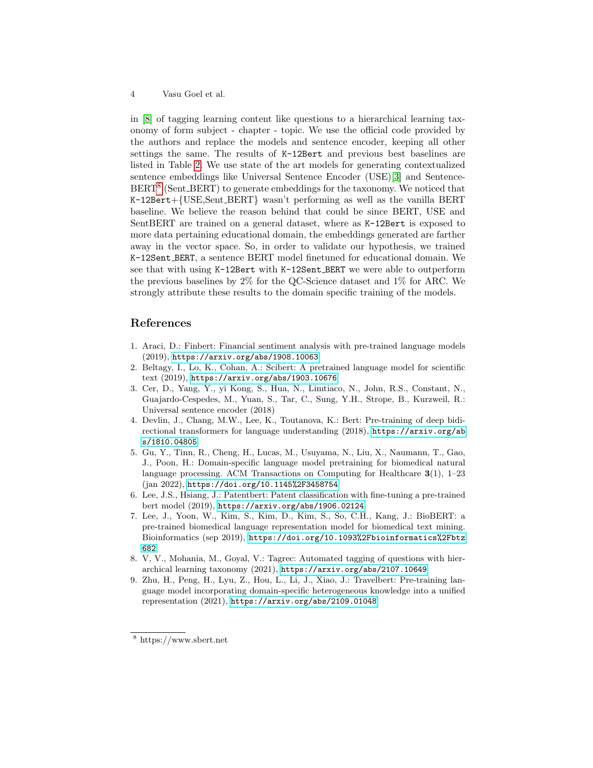in [8] of tagging learning content like questions to a hierarchical learning taxonomy of form subject - chapter - topic. We use the official code provided by the authors and replace the models and sentence encoder, keeping all other settings the same. The results of `K-12Bert` and previous best baselines are listed in Table 2. We use state of the art models for generating contextualized sentence embeddings like Universal Sentence Encoder (USE)[3] and Sentence-BERT[8] (Sent_BERT) to generate embeddings for the taxonomy. We noticed that `K-12Bert`+{USE,Sent_BERT} wasn't performing as well as the vanilla BERT baseline. We believe the reason behind that could be since BERT, USE and SentBERT are trained on a general dataset, where as `K-12Bert` is exposed to more data pertaining educational domain, the embeddings generated are farther away in the vector space. So, in order to validate our hypothesis, we trained `K-12Sent_BERT`, a sentence BERT model finetuned for educational domain. We see that with using `K-12Bert` with `K-12Sent_BERT` we were able to outperform the previous baselines by 2% for the QC-Science dataset and 1% for ARC. We strongly attribute these results to the domain specific training of the models.

## References

1. Araci, D.: Finbert: Financial sentiment analysis with pre-trained language models (2019), https://arxiv.org/abs/1908.10063
2. Beltagy, I., Lo, K., Cohan, A.: Scibert: A pretrained language model for scientific text (2019), https://arxiv.org/abs/1903.10676
3. Cer, D., Yang, Y., yi Kong, S., Hua, N., Limtiaco, N., John, R.S., Constant, N., Guajardo-Cespedes, M., Yuan, S., Tar, C., Sung, Y.H., Strope, B., Kurzweil, R.: Universal sentence encoder (2018)
4. Devlin, J., Chang, M.W., Lee, K., Toutanova, K.: Bert: Pre-training of deep bidirectional transformers for language understanding (2018), https://arxiv.org/abs/1810.04805
5. Gu, Y., Tinn, R., Cheng, H., Lucas, M., Usuyama, N., Liu, X., Naumann, T., Gao, J., Poon, H.: Domain-specific language model pretraining for biomedical natural language processing. ACM Transactions on Computing for Healthcare **3**(1), 1–23 (jan 2022), https://doi.org/10.1145%2F3458754
6. Lee, J.S., Hsiang, J.: Patentbert: Patent classification with fine-tuning a pre-trained bert model (2019), https://arxiv.org/abs/1906.02124
7. Lee, J., Yoon, W., Kim, S., Kim, D., Kim, S., So, C.H., Kang, J.: BioBERT: a pre-trained biomedical language representation model for biomedical text mining. Bioinformatics (sep 2019), https://doi.org/10.1093%2Fbioinformatics%2Fbtz682
8. V, V., Mohania, M., Goyal, V.: Tagrec: Automated tagging of questions with hierarchical learning taxonomy (2021), https://arxiv.org/abs/2107.10649
9. Zhu, H., Peng, H., Lyu, Z., Hou, L., Li, J., Xiao, J.: Travelbert: Pre-training language model incorporating domain-specific heterogeneous knowledge into a unified representation (2021), https://arxiv.org/abs/2109.01048

[8] https://www.sbert.net